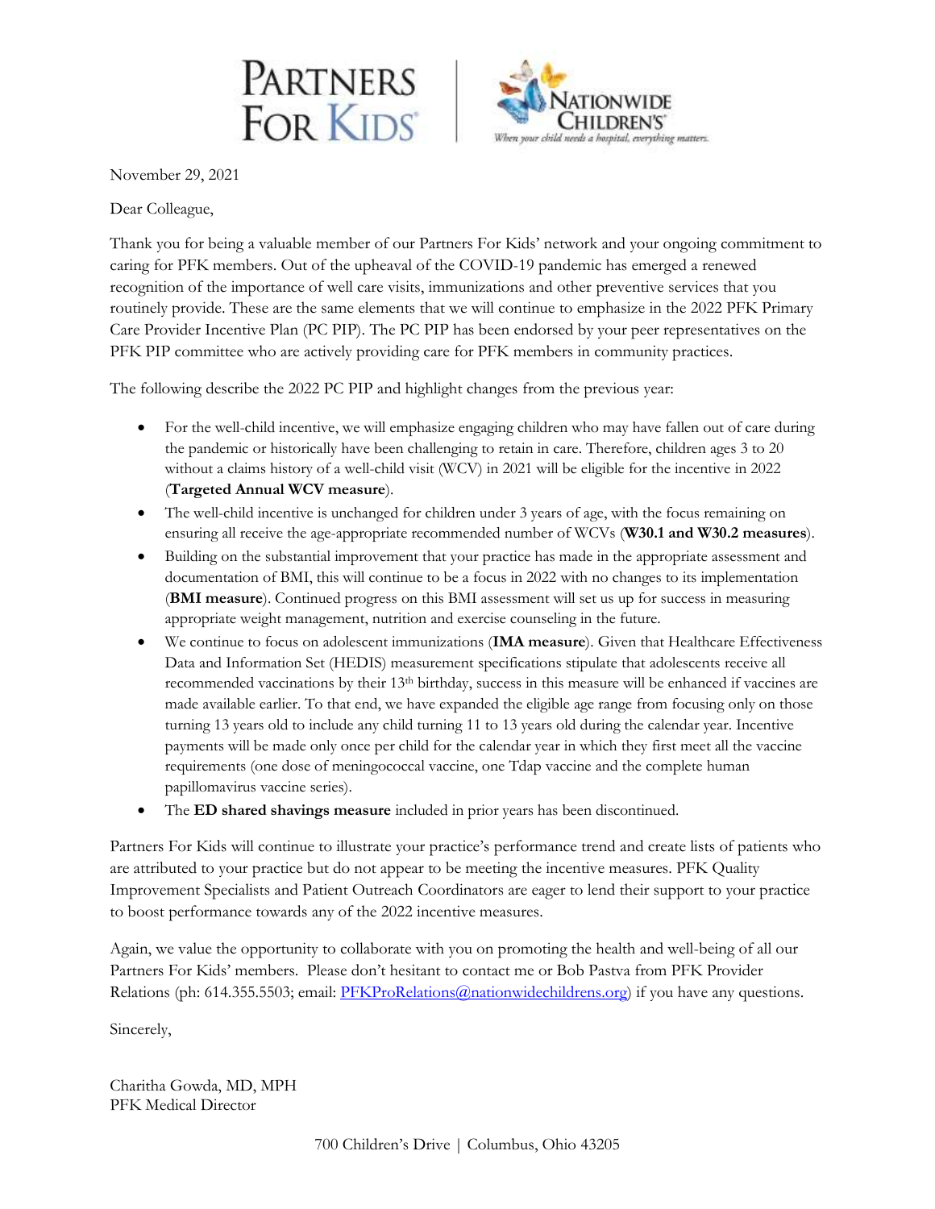PARTNERS FOR KIDS | NATIONWIDE CHILDREN'S — When your child needs a hospital, everything matters.

November 29, 2021

Dear Colleague,

Thank you for being a valuable member of our Partners For Kids' network and your ongoing commitment to caring for PFK members. Out of the upheaval of the COVID-19 pandemic has emerged a renewed recognition of the importance of well care visits, immunizations and other preventive services that you routinely provide. These are the same elements that we will continue to emphasize in the 2022 PFK Primary Care Provider Incentive Plan (PC PIP). The PC PIP has been endorsed by your peer representatives on the PFK PIP committee who are actively providing care for PFK members in community practices.

The following describe the 2022 PC PIP and highlight changes from the previous year:

- For the well-child incentive, we will emphasize engaging children who may have fallen out of care during the pandemic or historically have been challenging to retain in care. Therefore, children ages 3 to 20 without a claims history of a well-child visit (WCV) in 2021 will be eligible for the incentive in 2022 (**Targeted Annual WCV measure**).
- The well-child incentive is unchanged for children under 3 years of age, with the focus remaining on ensuring all receive the age-appropriate recommended number of WCVs (**W30.1 and W30.2 measures**).
- Building on the substantial improvement that your practice has made in the appropriate assessment and documentation of BMI, this will continue to be a focus in 2022 with no changes to its implementation (**BMI measure**). Continued progress on this BMI assessment will set us up for success in measuring appropriate weight management, nutrition and exercise counseling in the future.
- We continue to focus on adolescent immunizations (**IMA measure**). Given that Healthcare Effectiveness Data and Information Set (HEDIS) measurement specifications stipulate that adolescents receive all recommended vaccinations by their 13th birthday, success in this measure will be enhanced if vaccines are made available earlier. To that end, we have expanded the eligible age range from focusing only on those turning 13 years old to include any child turning 11 to 13 years old during the calendar year. Incentive payments will be made only once per child for the calendar year in which they first meet all the vaccine requirements (one dose of meningococcal vaccine, one Tdap vaccine and the complete human papillomavirus vaccine series).
- The **ED shared savings measure** included in prior years has been discontinued.

Partners For Kids will continue to illustrate your practice's performance trend and create lists of patients who are attributed to your practice but do not appear to be meeting the incentive measures. PFK Quality Improvement Specialists and Patient Outreach Coordinators are eager to lend their support to your practice to boost performance towards any of the 2022 incentive measures.

Again, we value the opportunity to collaborate with you on promoting the health and well-being of all our Partners For Kids' members. Please don't hesitant to contact me or Bob Pastva from PFK Provider Relations (ph: 614.355.5503; email: PFKProRelations@nationwidechildrens.org) if you have any questions.

Sincerely,

Charitha Gowda, MD, MPH
PFK Medical Director

700 Children's Drive | Columbus, Ohio 43205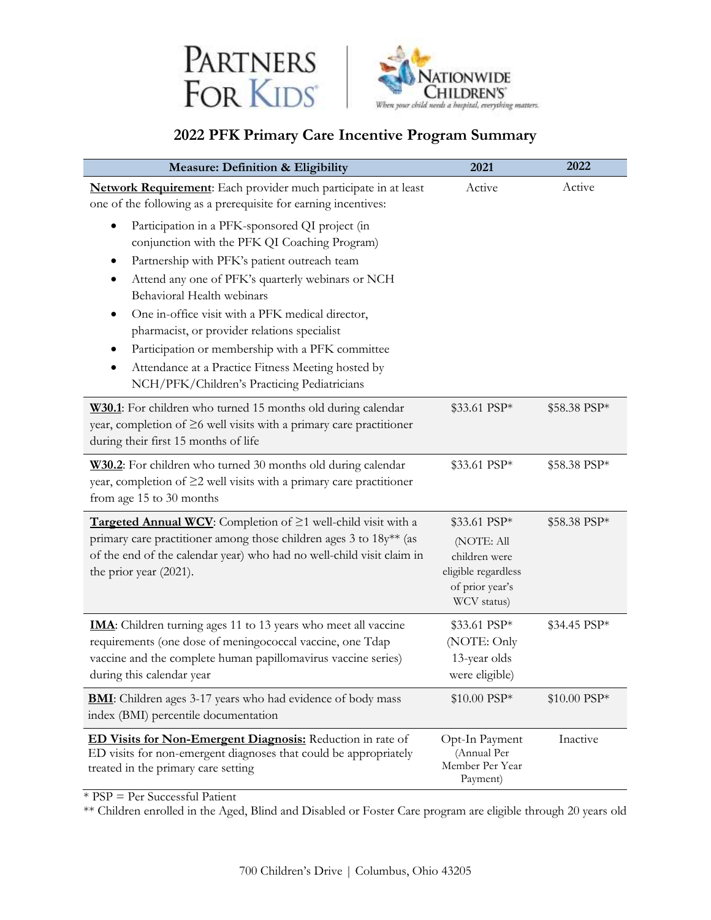## 2022 PFK Primary Care Incentive Program Summary

| Measure: Definition & Eligibility | 2021 | 2022 |
|---|---|---|
| **Network Requirement**: Each provider much participate in at least one of the following as a prerequisite for earning incentives: <br>• Participation in a PFK-sponsored QI project (in conjunction with the PFK QI Coaching Program)<br>• Partnership with PFK's patient outreach team<br>• Attend any one of PFK's quarterly webinars or NCH Behavioral Health webinars<br>• One in-office visit with a PFK medical director, pharmacist, or provider relations specialist<br>• Participation or membership with a PFK committee<br>• Attendance at a Practice Fitness Meeting hosted by NCH/PFK/Children's Practicing Pediatricians | Active | Active |
| **W30.1**: For children who turned 15 months old during calendar year, completion of ≥6 well visits with a primary care practitioner during their first 15 months of life | $33.61 PSP* | $58.38 PSP* |
| **W30.2**: For children who turned 30 months old during calendar year, completion of ≥2 well visits with a primary care practitioner from age 15 to 30 months | $33.61 PSP* | $58.38 PSP* |
| **Targeted Annual WCV**: Completion of ≥1 well-child visit with a primary care practitioner among those children ages 3 to 18y** (as of the end of the calendar year) who had no well-child visit claim in the prior year (2021). | $33.61 PSP* (NOTE: All children were eligible regardless of prior year's WCV status) | $58.38 PSP* |
| **IMA**: Children turning ages 11 to 13 years who meet all vaccine requirements (one dose of meningococcal vaccine, one Tdap vaccine and the complete human papillomavirus vaccine series) during this calendar year | $33.61 PSP* (NOTE: Only 13-year olds were eligible) | $34.45 PSP* |
| **BMI**: Children ages 3-17 years who had evidence of body mass index (BMI) percentile documentation | $10.00 PSP* | $10.00 PSP* |
| **ED Visits for Non-Emergent Diagnosis:** Reduction in rate of ED visits for non-emergent diagnoses that could be appropriately treated in the primary care setting | Opt-In Payment (Annual Per Member Per Year Payment) | Inactive |

\* PSP = Per Successful Patient

\*\* Children enrolled in the Aged, Blind and Disabled or Foster Care program are eligible through 20 years old

700 Children's Drive | Columbus, Ohio 43205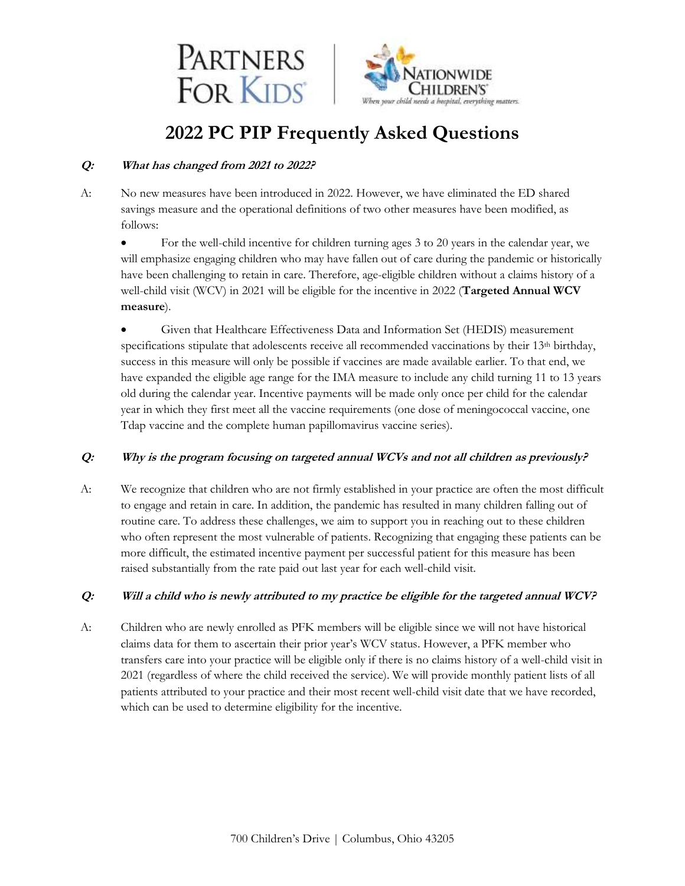# 2022 PC PIP Frequently Asked Questions

***Q: What has changed from 2021 to 2022?***

A: No new measures have been introduced in 2022. However, we have eliminated the ED shared savings measure and the operational definitions of two other measures have been modified, as follows:

- For the well-child incentive for children turning ages 3 to 20 years in the calendar year, we will emphasize engaging children who may have fallen out of care during the pandemic or historically have been challenging to retain in care. Therefore, age-eligible children without a claims history of a well-child visit (WCV) in 2021 will be eligible for the incentive in 2022 (**Targeted Annual WCV measure**).

- Given that Healthcare Effectiveness Data and Information Set (HEDIS) measurement specifications stipulate that adolescents receive all recommended vaccinations by their 13th birthday, success in this measure will only be possible if vaccines are made available earlier. To that end, we have expanded the eligible age range for the IMA measure to include any child turning 11 to 13 years old during the calendar year. Incentive payments will be made only once per child for the calendar year in which they first meet all the vaccine requirements (one dose of meningococcal vaccine, one Tdap vaccine and the complete human papillomavirus vaccine series).

***Q: Why is the program focusing on targeted annual WCVs and not all children as previously?***

A: We recognize that children who are not firmly established in your practice are often the most difficult to engage and retain in care. In addition, the pandemic has resulted in many children falling out of routine care. To address these challenges, we aim to support you in reaching out to these children who often represent the most vulnerable of patients. Recognizing that engaging these patients can be more difficult, the estimated incentive payment per successful patient for this measure has been raised substantially from the rate paid out last year for each well-child visit.

***Q: Will a child who is newly attributed to my practice be eligible for the targeted annual WCV?***

A: Children who are newly enrolled as PFK members will be eligible since we will not have historical claims data for them to ascertain their prior year's WCV status. However, a PFK member who transfers care into your practice will be eligible only if there is no claims history of a well-child visit in 2021 (regardless of where the child received the service). We will provide monthly patient lists of all patients attributed to your practice and their most recent well-child visit date that we have recorded, which can be used to determine eligibility for the incentive.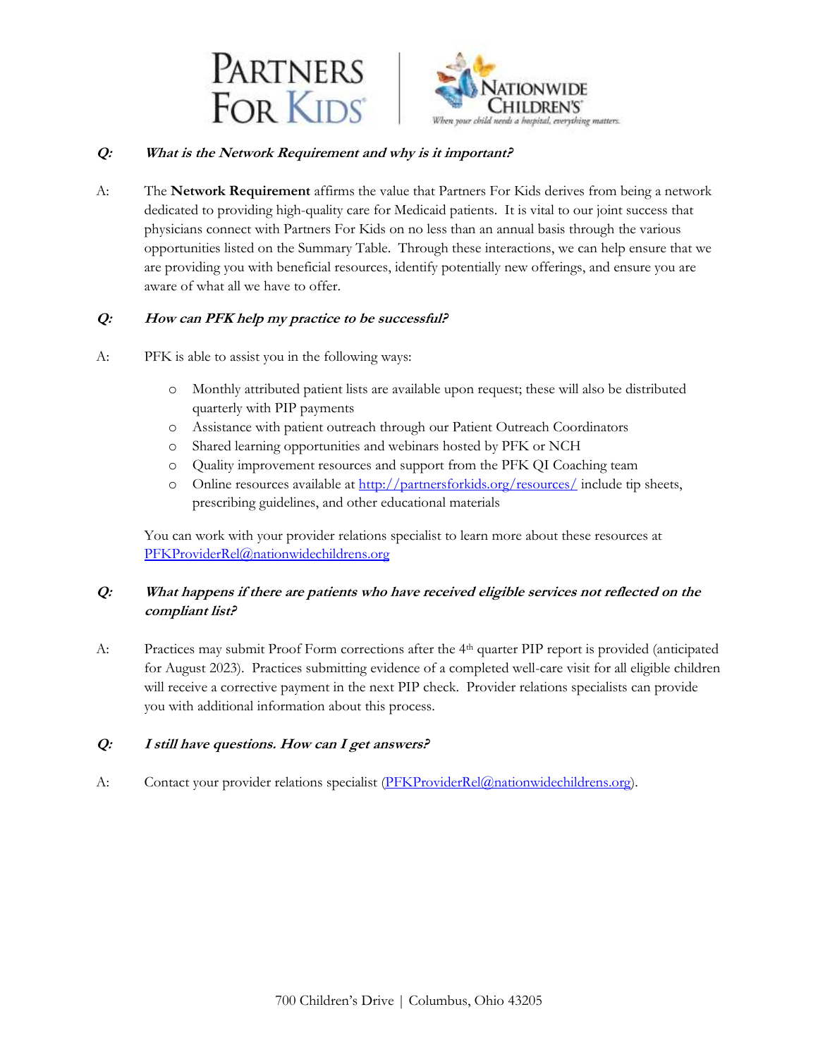***Q: What is the Network Requirement and why is it important?***

A: The **Network Requirement** affirms the value that Partners For Kids derives from being a network dedicated to providing high-quality care for Medicaid patients. It is vital to our joint success that physicians connect with Partners For Kids on no less than an annual basis through the various opportunities listed on the Summary Table. Through these interactions, we can help ensure that we are providing you with beneficial resources, identify potentially new offerings, and ensure you are aware of what all we have to offer.

***Q: How can PFK help my practice to be successful?***

A: PFK is able to assist you in the following ways:

- Monthly attributed patient lists are available upon request; these will also be distributed quarterly with PIP payments
- Assistance with patient outreach through our Patient Outreach Coordinators
- Shared learning opportunities and webinars hosted by PFK or NCH
- Quality improvement resources and support from the PFK QI Coaching team
- Online resources available at http://partnersforkids.org/resources/ include tip sheets, prescribing guidelines, and other educational materials

You can work with your provider relations specialist to learn more about these resources at PFKProviderRel@nationwidechildrens.org

***Q: What happens if there are patients who have received eligible services not reflected on the compliant list?***

A: Practices may submit Proof Form corrections after the 4th quarter PIP report is provided (anticipated for August 2023). Practices submitting evidence of a completed well-care visit for all eligible children will receive a corrective payment in the next PIP check. Provider relations specialists can provide you with additional information about this process.

***Q: I still have questions. How can I get answers?***

A: Contact your provider relations specialist (PFKProviderRel@nationwidechildrens.org).

700 Children's Drive | Columbus, Ohio 43205